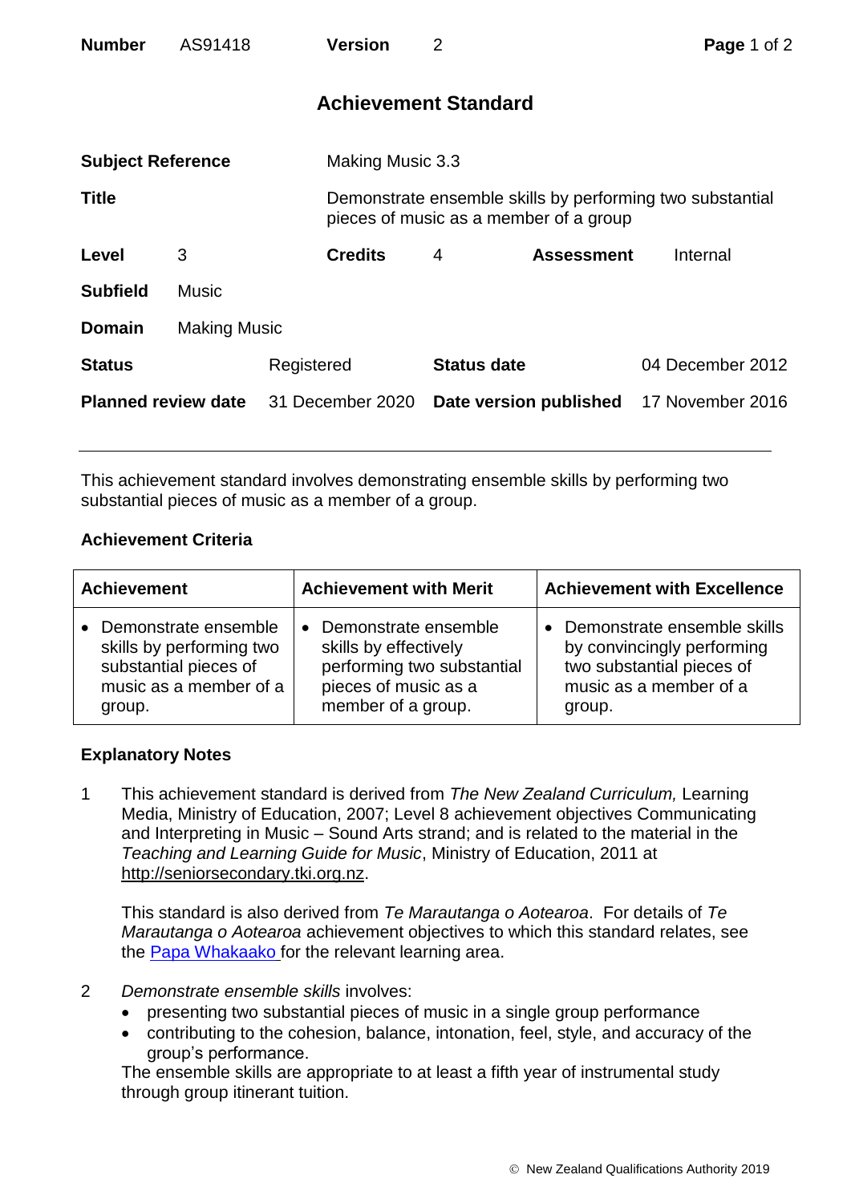| Number | AS91418 | Version | 2 |
|---|---|---|---|

# Achievement Standard

| | | | |
|---|---|---|---|
| **Subject Reference** | Making Music 3.3 | | |
| **Title** | Demonstrate ensemble skills by performing two substantial pieces of music as a member of a group | | |
| **Level** | 3 | **Credits** 4 | **Assessment** Internal |
| **Subfield** | Music | | |
| **Domain** | Making Music | | |
| **Status** | Registered | **Status date** | 04 December 2012 |
| **Planned review date** | 31 December 2020 | **Date version published** | 17 November 2016 |

This achievement standard involves demonstrating ensemble skills by performing two substantial pieces of music as a member of a group.

## Achievement Criteria

| Achievement | Achievement with Merit | Achievement with Excellence |
|---|---|---|
| • Demonstrate ensemble skills by performing two substantial pieces of music as a member of a group. | • Demonstrate ensemble skills by effectively performing two substantial pieces of music as a member of a group. | • Demonstrate ensemble skills by convincingly performing two substantial pieces of music as a member of a group. |

## Explanatory Notes

1. This achievement standard is derived from *The New Zealand Curriculum,* Learning Media, Ministry of Education, 2007; Level 8 achievement objectives Communicating and Interpreting in Music – Sound Arts strand; and is related to the material in the *Teaching and Learning Guide for Music*, Ministry of Education, 2011 at http://seniorsecondary.tki.org.nz.

   This standard is also derived from *Te Marautanga o Aotearoa*. For details of *Te Marautanga o Aotearoa* achievement objectives to which this standard relates, see the Papa Whakaako for the relevant learning area.

2. *Demonstrate ensemble skills* involves:
   - presenting two substantial pieces of music in a single group performance
   - contributing to the cohesion, balance, intonation, feel, style, and accuracy of the group's performance.

   The ensemble skills are appropriate to at least a fifth year of instrumental study through group itinerant tuition.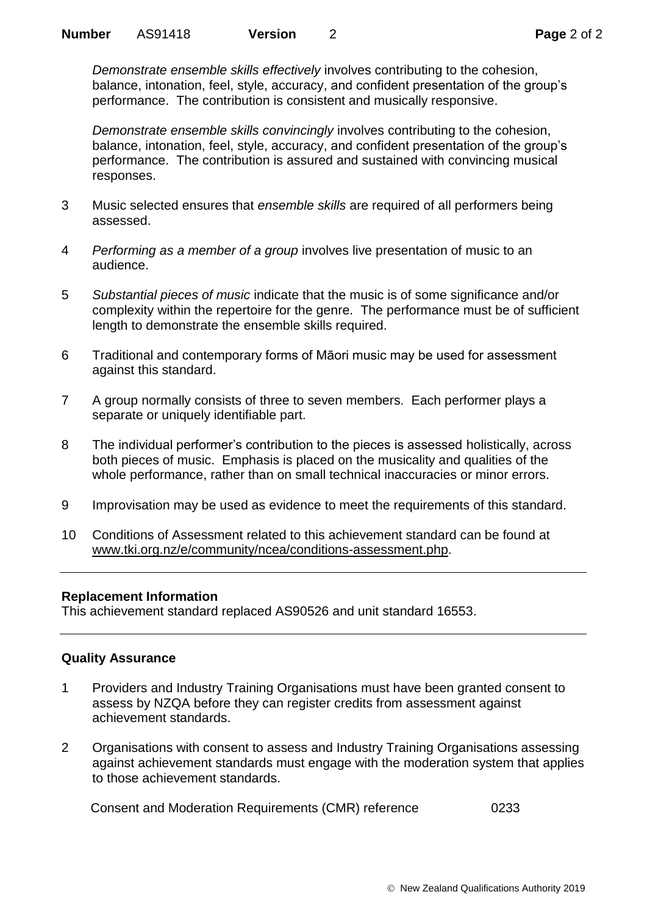*Demonstrate ensemble skills effectively* involves contributing to the cohesion, balance, intonation, feel, style, accuracy, and confident presentation of the group's performance. The contribution is consistent and musically responsive.

*Demonstrate ensemble skills convincingly* involves contributing to the cohesion, balance, intonation, feel, style, accuracy, and confident presentation of the group's performance. The contribution is assured and sustained with convincing musical responses.

3. Music selected ensures that *ensemble skills* are required of all performers being assessed.

4. *Performing as a member of a group* involves live presentation of music to an audience.

5. *Substantial pieces of music* indicate that the music is of some significance and/or complexity within the repertoire for the genre. The performance must be of sufficient length to demonstrate the ensemble skills required.

6. Traditional and contemporary forms of Māori music may be used for assessment against this standard.

7. A group normally consists of three to seven members. Each performer plays a separate or uniquely identifiable part.

8. The individual performer's contribution to the pieces is assessed holistically, across both pieces of music. Emphasis is placed on the musicality and qualities of the whole performance, rather than on small technical inaccuracies or minor errors.

9. Improvisation may be used as evidence to meet the requirements of this standard.

10. Conditions of Assessment related to this achievement standard can be found at www.tki.org.nz/e/community/ncea/conditions-assessment.php.

---

**Replacement Information**

This achievement standard replaced AS90526 and unit standard 16553.

---

**Quality Assurance**

1. Providers and Industry Training Organisations must have been granted consent to assess by NZQA before they can register credits from assessment against achievement standards.

2. Organisations with consent to assess and Industry Training Organisations assessing against achievement standards must engage with the moderation system that applies to those achievement standards.

Consent and Moderation Requirements (CMR) reference 0233

© New Zealand Qualifications Authority 2019